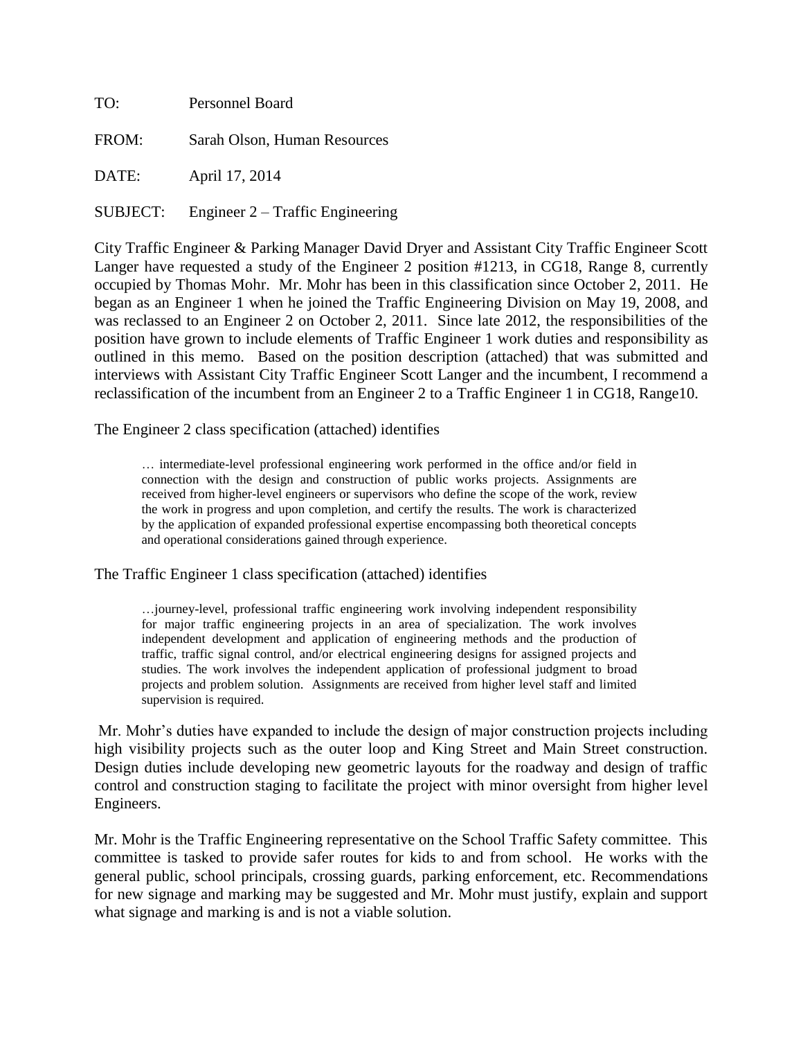TO: Personnel Board

FROM: Sarah Olson, Human Resources

DATE: April 17, 2014

SUBJECT: Engineer 2 – Traffic Engineering

City Traffic Engineer & Parking Manager David Dryer and Assistant City Traffic Engineer Scott Langer have requested a study of the Engineer 2 position #1213, in CG18, Range 8, currently occupied by Thomas Mohr. Mr. Mohr has been in this classification since October 2, 2011. He began as an Engineer 1 when he joined the Traffic Engineering Division on May 19, 2008, and was reclassed to an Engineer 2 on October 2, 2011. Since late 2012, the responsibilities of the position have grown to include elements of Traffic Engineer 1 work duties and responsibility as outlined in this memo. Based on the position description (attached) that was submitted and interviews with Assistant City Traffic Engineer Scott Langer and the incumbent, I recommend a reclassification of the incumbent from an Engineer 2 to a Traffic Engineer 1 in CG18, Range10.

The Engineer 2 class specification (attached) identifies

> … intermediate-level professional engineering work performed in the office and/or field in connection with the design and construction of public works projects. Assignments are received from higher-level engineers or supervisors who define the scope of the work, review the work in progress and upon completion, and certify the results. The work is characterized by the application of expanded professional expertise encompassing both theoretical concepts and operational considerations gained through experience.

The Traffic Engineer 1 class specification (attached) identifies

> …journey-level, professional traffic engineering work involving independent responsibility for major traffic engineering projects in an area of specialization. The work involves independent development and application of engineering methods and the production of traffic, traffic signal control, and/or electrical engineering designs for assigned projects and studies. The work involves the independent application of professional judgment to broad projects and problem solution. Assignments are received from higher level staff and limited supervision is required.

Mr. Mohr's duties have expanded to include the design of major construction projects including high visibility projects such as the outer loop and King Street and Main Street construction. Design duties include developing new geometric layouts for the roadway and design of traffic control and construction staging to facilitate the project with minor oversight from higher level Engineers.

Mr. Mohr is the Traffic Engineering representative on the School Traffic Safety committee. This committee is tasked to provide safer routes for kids to and from school. He works with the general public, school principals, crossing guards, parking enforcement, etc. Recommendations for new signage and marking may be suggested and Mr. Mohr must justify, explain and support what signage and marking is and is not a viable solution.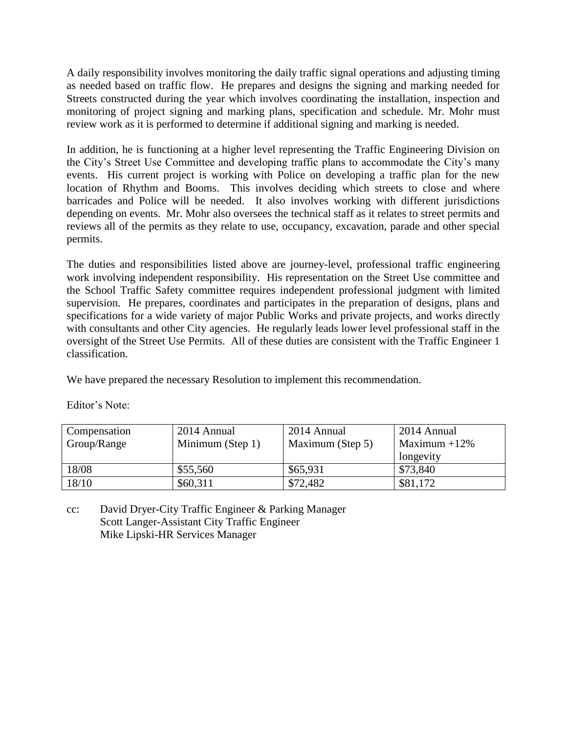A daily responsibility involves monitoring the daily traffic signal operations and adjusting timing as needed based on traffic flow. He prepares and designs the signing and marking needed for Streets constructed during the year which involves coordinating the installation, inspection and monitoring of project signing and marking plans, specification and schedule. Mr. Mohr must review work as it is performed to determine if additional signing and marking is needed.

In addition, he is functioning at a higher level representing the Traffic Engineering Division on the City's Street Use Committee and developing traffic plans to accommodate the City's many events. His current project is working with Police on developing a traffic plan for the new location of Rhythm and Booms. This involves deciding which streets to close and where barricades and Police will be needed. It also involves working with different jurisdictions depending on events. Mr. Mohr also oversees the technical staff as it relates to street permits and reviews all of the permits as they relate to use, occupancy, excavation, parade and other special permits.

The duties and responsibilities listed above are journey-level, professional traffic engineering work involving independent responsibility. His representation on the Street Use committee and the School Traffic Safety committee requires independent professional judgment with limited supervision. He prepares, coordinates and participates in the preparation of designs, plans and specifications for a wide variety of major Public Works and private projects, and works directly with consultants and other City agencies. He regularly leads lower level professional staff in the oversight of the Street Use Permits. All of these duties are consistent with the Traffic Engineer 1 classification.

We have prepared the necessary Resolution to implement this recommendation.

Editor's Note:

| Compensation Group/Range | 2014 Annual Minimum (Step 1) | 2014 Annual Maximum (Step 5) | 2014 Annual Maximum +12% longevity |
|---|---|---|---|
| 18/08 | $55,560 | $65,931 | $73,840 |
| 18/10 | $60,311 | $72,482 | $81,172 |

cc: David Dryer-City Traffic Engineer & Parking Manager
Scott Langer-Assistant City Traffic Engineer
Mike Lipski-HR Services Manager